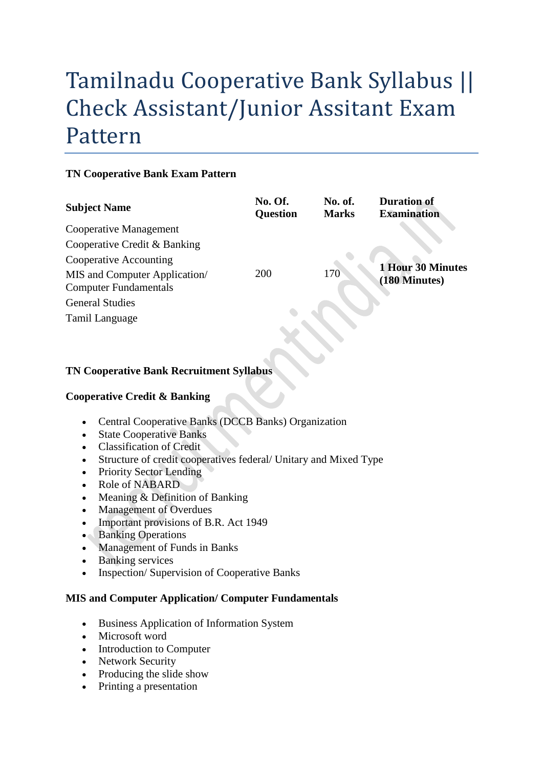# Tamilnadu Cooperative Bank Syllabus || Check Assistant/Junior Assitant Exam Pattern

**TN Cooperative Bank Exam Pattern**

| Subject Name | No. Of. Question | No. of. Marks | Duration of Examination |
|---|---|---|---|
| Cooperative Management<br>Cooperative Credit & Banking<br>Cooperative Accounting<br>MIS and Computer Application/ Computer Fundamentals<br>General Studies<br>Tamil Language | 200 | 170 | **1 Hour 30 Minutes (180 Minutes)** |

**TN Cooperative Bank Recruitment Syllabus**

**Cooperative Credit & Banking**

- Central Cooperative Banks (DCCB Banks) Organization
- State Cooperative Banks
- Classification of Credit
- Structure of credit cooperatives federal/ Unitary and Mixed Type
- Priority Sector Lending
- Role of NABARD
- Meaning & Definition of Banking
- Management of Overdues
- Important provisions of B.R. Act 1949
- Banking Operations
- Management of Funds in Banks
- Banking services
- Inspection/ Supervision of Cooperative Banks

**MIS and Computer Application/ Computer Fundamentals**

- Business Application of Information System
- Microsoft word
- Introduction to Computer
- Network Security
- Producing the slide show
- Printing a presentation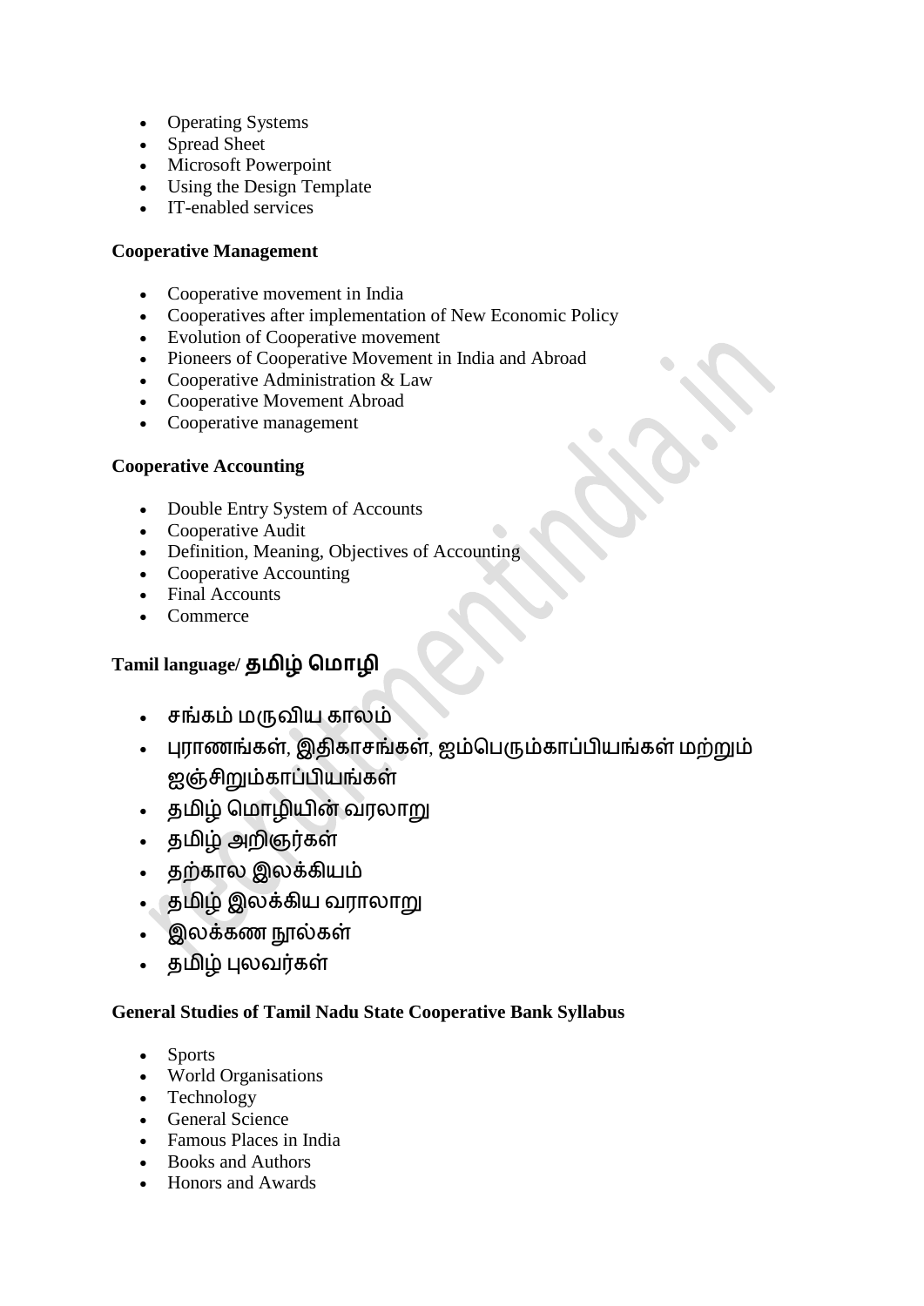- Operating Systems
- Spread Sheet
- Microsoft Powerpoint
- Using the Design Template
- IT-enabled services

**Cooperative Management**

- Cooperative movement in India
- Cooperatives after implementation of New Economic Policy
- Evolution of Cooperative movement
- Pioneers of Cooperative Movement in India and Abroad
- Cooperative Administration & Law
- Cooperative Movement Abroad
- Cooperative management

**Cooperative Accounting**

- Double Entry System of Accounts
- Cooperative Audit
- Definition, Meaning, Objectives of Accounting
- Cooperative Accounting
- Final Accounts
- Commerce

**Tamil language/ தமிழ் மொழி**

- சங்கம் மருவிய காலம்
- புராணங்கள், இதிகாசங்கள், ஐம்பெரும்காப்பியங்கள் மற்றும் ஐஞ்சிறும்காப்பியங்கள்
- தமிழ் மொழியின் வரலாறு
- தமிழ் அறிஞர்கள்
- தற்கால இலக்கியம்
- தமிழ் இலக்கிய வராலாறு
- இலக்கண நூல்கள்
- தமிழ் புலவர்கள்

**General Studies of Tamil Nadu State Cooperative Bank Syllabus**

- Sports
- World Organisations
- Technology
- General Science
- Famous Places in India
- Books and Authors
- Honors and Awards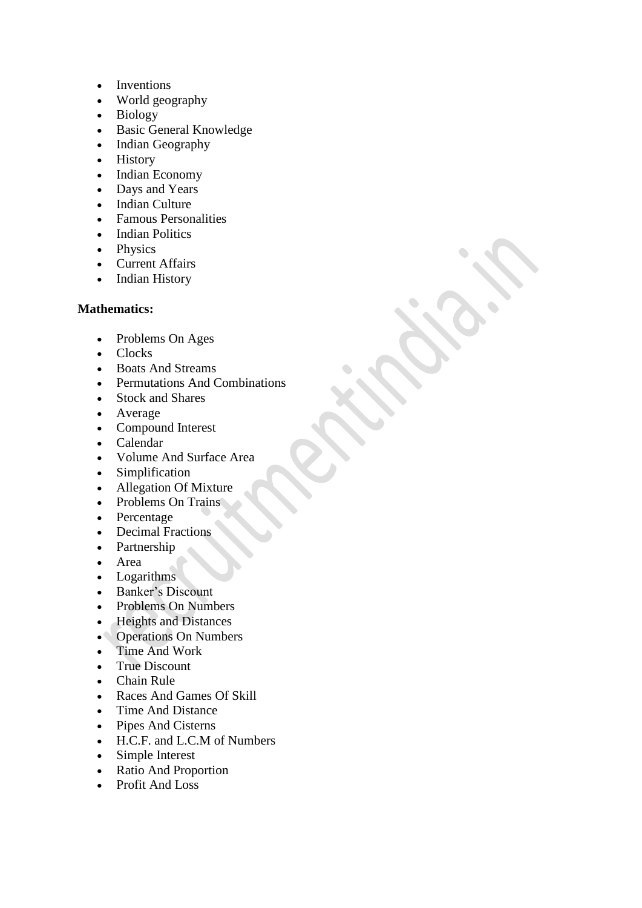- Inventions
- World geography
- Biology
- Basic General Knowledge
- Indian Geography
- History
- Indian Economy
- Days and Years
- Indian Culture
- Famous Personalities
- Indian Politics
- Physics
- Current Affairs
- Indian History

**Mathematics:**

- Problems On Ages
- Clocks
- Boats And Streams
- Permutations And Combinations
- Stock and Shares
- Average
- Compound Interest
- Calendar
- Volume And Surface Area
- Simplification
- Allegation Of Mixture
- Problems On Trains
- Percentage
- Decimal Fractions
- Partnership
- Area
- Logarithms
- Banker's Discount
- Problems On Numbers
- Heights and Distances
- Operations On Numbers
- Time And Work
- True Discount
- Chain Rule
- Races And Games Of Skill
- Time And Distance
- Pipes And Cisterns
- H.C.F. and L.C.M of Numbers
- Simple Interest
- Ratio And Proportion
- Profit And Loss